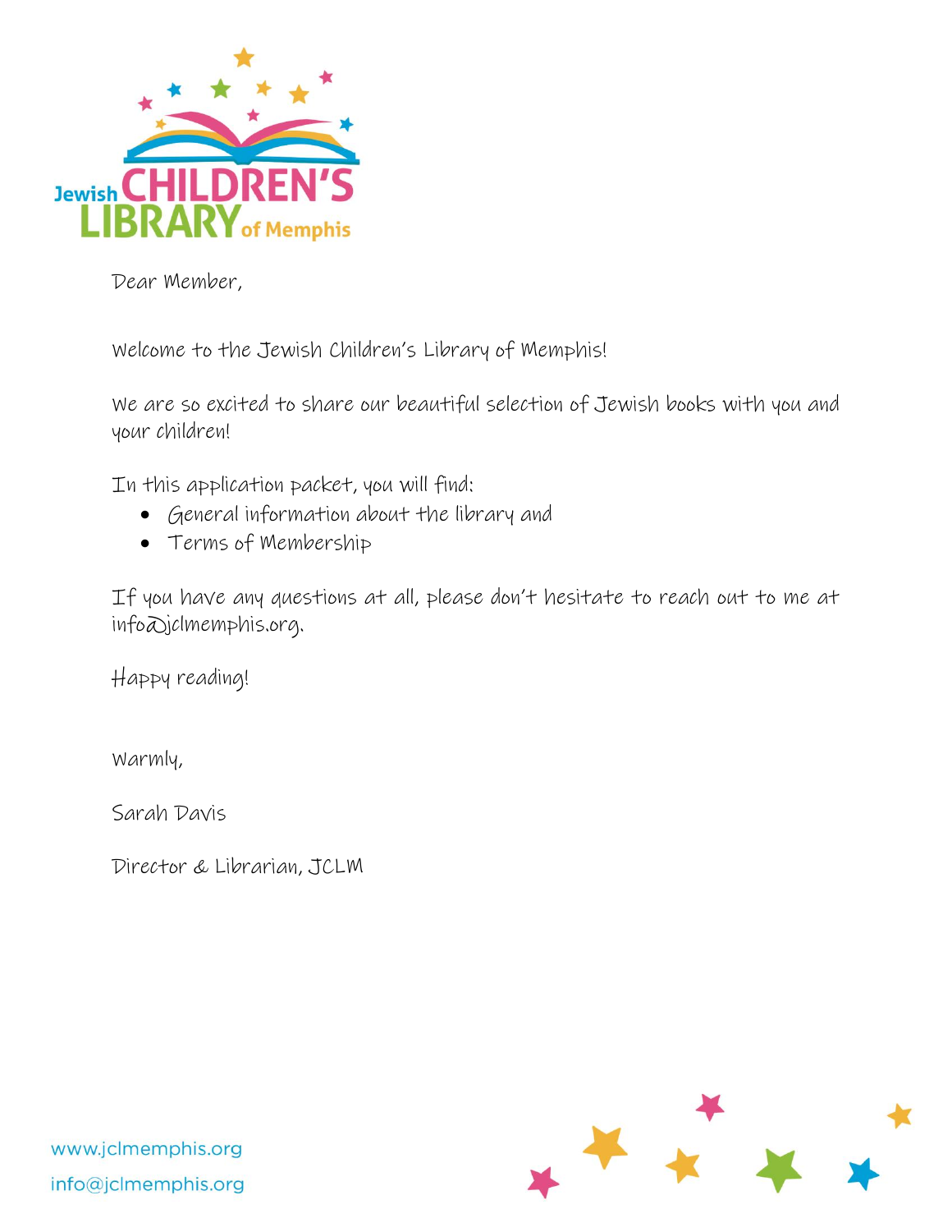Jewish CHILDREN'S LIBRARY of Memphis

Dear Member,

Welcome to the Jewish Children's Library of Memphis!

We are so excited to share our beautiful selection of Jewish books with you and your children!

In this application packet, you will find:

- General information about the library and
- Terms of Membership

If you have any questions at all, please don't hesitate to reach out to me at info@jclmemphis.org.

Happy reading!

Warmly,

Sarah Davis

Director & Librarian, JCLM

www.jclmemphis.org

info@jclmemphis.org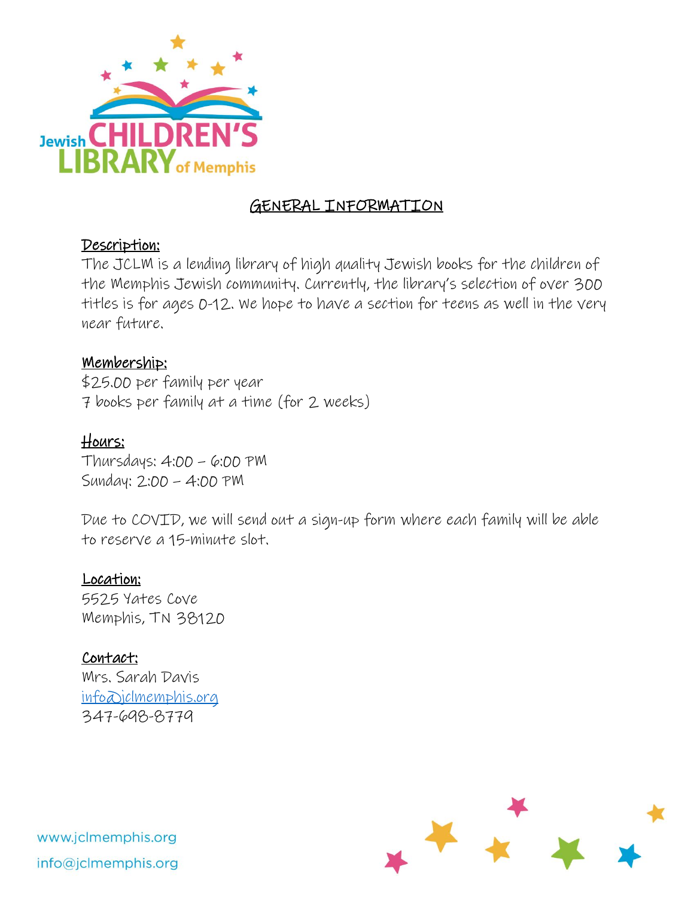Jewish CHILDREN'S LIBRARY of Memphis

# GENERAL INFORMATION

## Description:

The JCLM is a lending library of high quality Jewish books for the children of the Memphis Jewish community. Currently, the library's selection of over 300 titles is for ages 0-12. We hope to have a section for teens as well in the very near future.

## Membership:

$25.00 per family per year
7 books per family at a time (for 2 weeks)

## Hours:

Thursdays: 4:00 – 6:00 PM
Sunday: 2:00 – 4:00 PM

Due to COVID, we will send out a sign-up form where each family will be able to reserve a 15-minute slot.

## Location:

5525 Yates Cove
Memphis, TN 38120

## Contact:

Mrs. Sarah Davis
info@jclmemphis.org
347-698-8779

www.jclmemphis.org
info@jclmemphis.org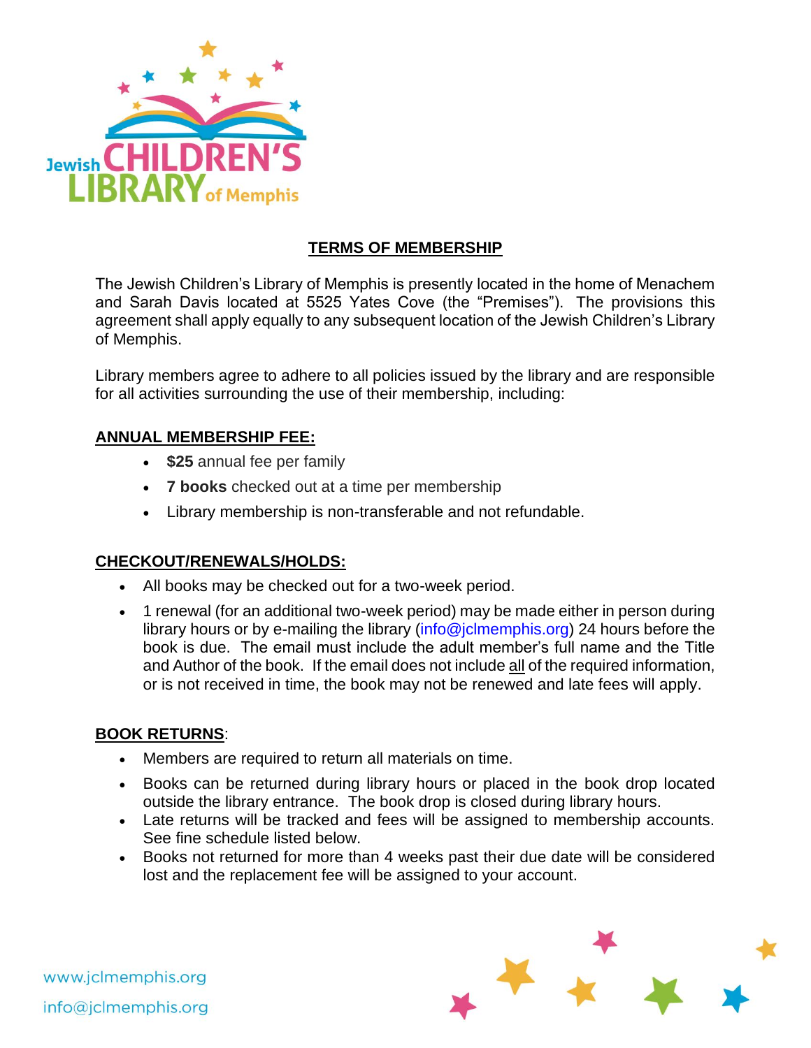Jewish CHILDREN'S LIBRARY of Memphis

## TERMS OF MEMBERSHIP

The Jewish Children's Library of Memphis is presently located in the home of Menachem and Sarah Davis located at 5525 Yates Cove (the "Premises"). The provisions this agreement shall apply equally to any subsequent location of the Jewish Children's Library of Memphis.

Library members agree to adhere to all policies issued by the library and are responsible for all activities surrounding the use of their membership, including:

### ANNUAL MEMBERSHIP FEE:

- **$25** annual fee per family
- **7 books** checked out at a time per membership
- Library membership is non-transferable and not refundable.

### CHECKOUT/RENEWALS/HOLDS:

- All books may be checked out for a two-week period.
- 1 renewal (for an additional two-week period) may be made either in person during library hours or by e-mailing the library (info@jclmemphis.org) 24 hours before the book is due. The email must include the adult member's full name and the Title and Author of the book. If the email does not include all of the required information, or is not received in time, the book may not be renewed and late fees will apply.

### BOOK RETURNS:

- Members are required to return all materials on time.
- Books can be returned during library hours or placed in the book drop located outside the library entrance. The book drop is closed during library hours.
- Late returns will be tracked and fees will be assigned to membership accounts. See fine schedule listed below.
- Books not returned for more than 4 weeks past their due date will be considered lost and the replacement fee will be assigned to your account.

www.jclmemphis.org
info@jclmemphis.org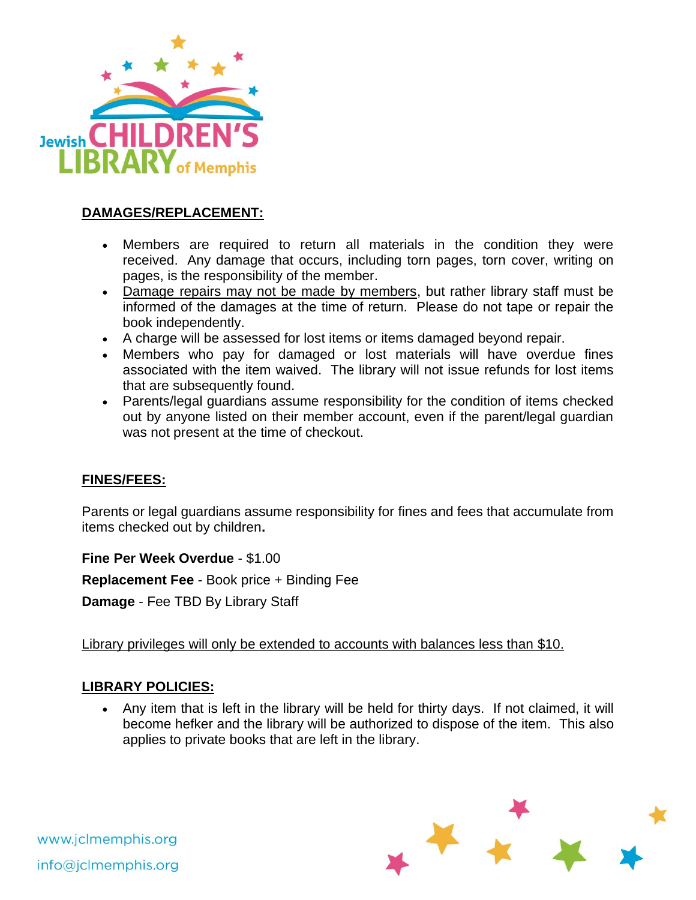Jewish CHILDREN'S LIBRARY of Memphis

## DAMAGES/REPLACEMENT:

- Members are required to return all materials in the condition they were received. Any damage that occurs, including torn pages, torn cover, writing on pages, is the responsibility of the member.
- Damage repairs may not be made by members, but rather library staff must be informed of the damages at the time of return. Please do not tape or repair the book independently.
- A charge will be assessed for lost items or items damaged beyond repair.
- Members who pay for damaged or lost materials will have overdue fines associated with the item waived. The library will not issue refunds for lost items that are subsequently found.
- Parents/legal guardians assume responsibility for the condition of items checked out by anyone listed on their member account, even if the parent/legal guardian was not present at the time of checkout.

## FINES/FEES:

Parents or legal guardians assume responsibility for fines and fees that accumulate from items checked out by children**.**

**Fine Per Week Overdue** - $1.00

**Replacement Fee** - Book price + Binding Fee

**Damage** - Fee TBD By Library Staff

Library privileges will only be extended to accounts with balances less than $10.

## LIBRARY POLICIES:

- Any item that is left in the library will be held for thirty days. If not claimed, it will become hefker and the library will be authorized to dispose of the item. This also applies to private books that are left in the library.

www.jclmemphis.org
info@jclmemphis.org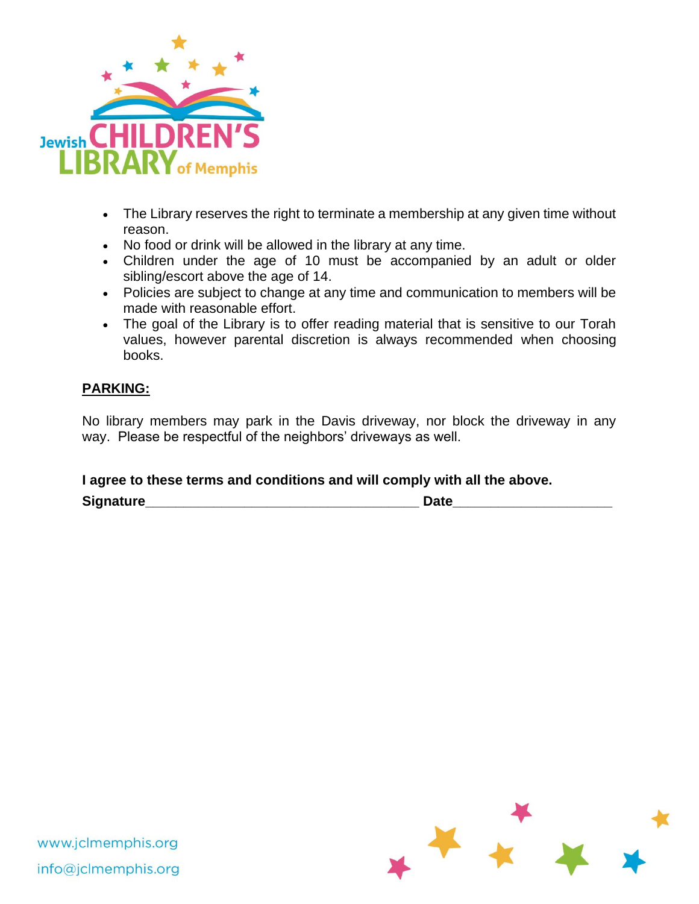- The Library reserves the right to terminate a membership at any given time without reason.
- No food or drink will be allowed in the library at any time.
- Children under the age of 10 must be accompanied by an adult or older sibling/escort above the age of 14.
- Policies are subject to change at any time and communication to members will be made with reasonable effort.
- The goal of the Library is to offer reading material that is sensitive to our Torah values, however parental discretion is always recommended when choosing books.

**PARKING:**

No library members may park in the Davis driveway, nor block the driveway in any way. Please be respectful of the neighbors' driveways as well.

**I agree to these terms and conditions and will comply with all the above.**

**Signature**_____________________________________ **Date**_____________________

www.jclmemphis.org

info@jclmemphis.org